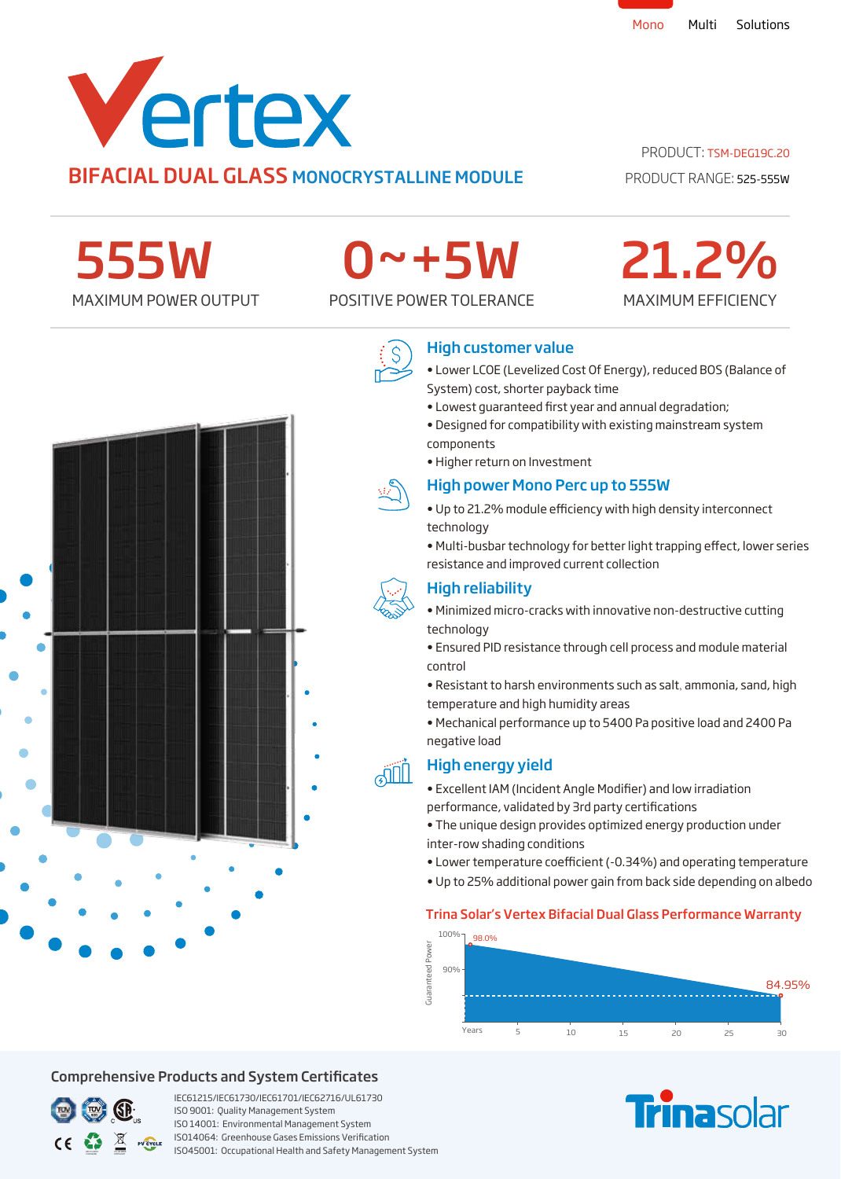Mono Multi Solutions

# Vertex

## BIFACIAL DUAL GLASS MONOCRYSTALLINE MODULE

PRODUCT: TSM-DEG19C.20

PRODUCT RANGE: 525-555W

| 555W | 0~+5W | 21.2% |
|---|---|---|
| MAXIMUM POWER OUTPUT | POSITIVE POWER TOLERANCE | MAXIMUM EFFICIENCY |

### High customer value

- Lower LCOE (Levelized Cost Of Energy), reduced BOS (Balance of System) cost, shorter payback time
- Lowest guaranteed first year and annual degradation;
- Designed for compatibility with existing mainstream system components
- Higher return on Investment

### High power Mono Perc up to 555W

- Up to 21.2% module efficiency with high density interconnect technology
- Multi-busbar technology for better light trapping effect, lower series resistance and improved current collection

### High reliability

- Minimized micro-cracks with innovative non-destructive cutting technology
- Ensured PID resistance through cell process and module material control
- Resistant to harsh environments such as salt, ammonia, sand, high temperature and high humidity areas
- Mechanical performance up to 5400 Pa positive load and 2400 Pa negative load

### High energy yield

- Excellent IAM (Incident Angle Modifier) and low irradiation performance, validated by 3rd party certifications
- The unique design provides optimized energy production under inter-row shading conditions
- Lower temperature coefficient (-0.34%) and operating temperature
- Up to 25% additional power gain from back side depending on albedo

### Trina Solar's Vertex Bifacial Dual Glass Performance Warranty

Guaranteed Power: 100%, 90%; 98.0% (start) declining to 84.95% (year 30)

Years: 5, 10, 15, 20, 25, 30

## Comprehensive Products and System Certificates

IEC61215/IEC61730/IEC61701/IEC62716/UL61730
ISO 9001: Quality Management System
ISO 14001: Environmental Management System
ISO14064: Greenhouse Gases Emissions Verification
ISO45001: Occupational Health and Safety Management System

Trinasolar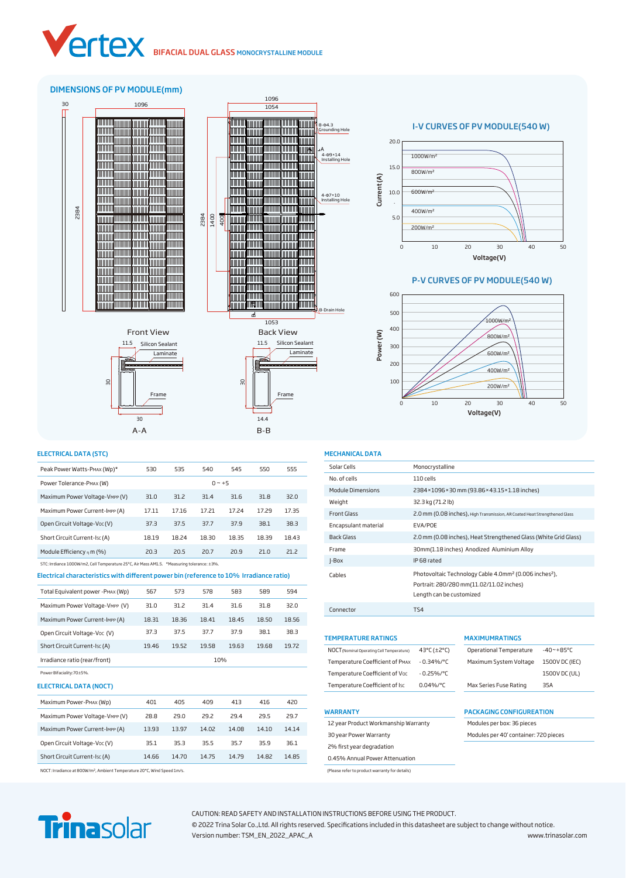# Vertex BIFACIAL DUAL GLASS MONOCRYSTALLINE MODULE

## DIMENSIONS OF PV MODULE(mm)

30
1096
2384

Front View

1096
1054
8-Φ4.3 Grounding Hole
A
4-Φ9×14 Installing Hole
4-Φ7×10 Installing Hole
2384
1400
400
8-Drain Hole
1053

Back View

11.5 Silicon Sealant
Laminate
30
Frame
30
A-A

11.5 Silicon Sealant
Laminate
30
Frame
14.4
B-B

## I-V CURVES OF PV MODULE(540 W)

Current(A)
20.0
15.0
10.0
5.0
1000W/m²
800W/m²
600W/m²
400W/m²
200W/m²
0 10 20 30 40 50
Voltage(V)

## P-V CURVES OF PV MODULE(540 W)

Power(W)
600
500
400
300
200
100
1000W/m²
800W/m²
600W/m²
400W/m²
200W/m²
0 10 20 30 40 50
Voltage(V)

## ELECTRICAL DATA (STC)

| | | | | | | |
|---|---|---|---|---|---|---|
| Peak Power Watts-PMAX (Wp)* | 530 | 535 | 540 | 545 | 550 | 555 |
| Power Tolerance-PMAX (W) | 0 ~ +5 | | | | | |
| Maximum Power Voltage-VMPP (V) | 31.0 | 31.2 | 31.4 | 31.6 | 31.8 | 32.0 |
| Maximum Power Current-IMPP (A) | 17.11 | 17.16 | 17.21 | 17.24 | 17.29 | 17.35 |
| Open Circuit Voltage-VOC (V) | 37.3 | 37.5 | 37.7 | 37.9 | 38.1 | 38.3 |
| Short Circuit Current-ISC (A) | 18.19 | 18.24 | 18.30 | 18.35 | 18.39 | 18.43 |
| Module Efficiency η m (%) | 20.3 | 20.5 | 20.7 | 20.9 | 21.0 | 21.2 |

STC: Irrdiance 1000W/m2, Cell Temperature 25°C, Air Mass AM1.5. *Measuring tolerance: ±3%.

## Electrical characteristics with different power bin (reference to 10% Irradiance ratio)

| | | | | | | |
|---|---|---|---|---|---|---|
| Total Equivalent power -PMAX (Wp) | 567 | 573 | 578 | 583 | 589 | 594 |
| Maximum Power Voltage-VMPP (V) | 31.0 | 31.2 | 31.4 | 31.6 | 31.8 | 32.0 |
| Maximum Power Current-IMPP (A) | 18.31 | 18.36 | 18.41 | 18.45 | 18.50 | 18.56 |
| Open Circuit Voltage-VOC (V) | 37.3 | 37.5 | 37.7 | 37.9 | 38.1 | 38.3 |
| Short Circuit Current-ISC (A) | 19.46 | 19.52 | 19.58 | 19.63 | 19.68 | 19.72 |
| Irradiance ratio (rear/front) | 10% | | | | | |

Power Bifaciality:70±5%.

## ELECTRICAL DATA (NOCT)

| | | | | | | |
|---|---|---|---|---|---|---|
| Maximum Power-PMAX (Wp) | 401 | 405 | 409 | 413 | 416 | 420 |
| Maximum Power Voltage-VMPP (V) | 28.8 | 29.0 | 29.2 | 29.4 | 29.5 | 29.7 |
| Maximum Power Current-IMPP (A) | 13.93 | 13.97 | 14.02 | 14.08 | 14.10 | 14.14 |
| Open Circuit Voltage-VOC (V) | 35.1 | 35.3 | 35.5 | 35.7 | 35.9 | 36.1 |
| Short Circuit Current-ISC (A) | 14.66 | 14.70 | 14.75 | 14.79 | 14.82 | 14.85 |

NOCT: Irradiance at 800W/m², Ambient Temperature 20°C, Wind Speed 1m/s.

## MECHANICAL DATA

| | |
|---|---|
| Solar Cells | Monocrystalline |
| No. of cells | 110 cells |
| Module Dimensions | 2384×1096×30 mm (93.86×43.15×1.18 inches) |
| Weight | 32.3 kg (71.2 lb) |
| Front Glass | 2.0 mm (0.08 inches), High Transmission, AR Coated Heat Strengthened Glass |
| Encapsulant material | EVA/POE |
| Back Glass | 2.0 mm (0.08 inches), Heat Strengthened Glass (White Grid Glass) |
| Frame | 30mm(1.18 inches) Anodized Aluminium Alloy |
| J-Box | IP 68 rated |
| Cables | Photovoltaic Technology Cable 4.0mm² (0.006 inches²), Portrait: 280/280 mm(11.02/11.02 inches) Length can be customized |
| Connector | TS4 |

## TEMPERATURE RATINGS

| | |
|---|---|
| NOCT(Nominal Operating Cell Temperature) | 43°C (±2°C) |
| Temperature Coefficient of PMAX | - 0.34%/°C |
| Temperature Coefficient of VOC | - 0.25%/°C |
| Temperature Coefficient of ISC | 0.04%/°C |

## MAXIMUMRATINGS

| | |
|---|---|
| Operational Temperature | -40~+85°C |
| Maximum System Voltage | 1500V DC (IEC) |
| | 1500V DC (UL) |
| Max Series Fuse Rating | 35A |

## WARRANTY

12 year Product Workmanship Warranty

30 year Power Warranty

2% first year degradation

0.45% Annual Power Attenuation

(Please refer to product warranty for details)

## PACKAGING CONFIGUREATION

Modules per box: 36 pieces

Modules per 40' container: 720 pieces

Trinasolar

CAUTION: READ SAFETY AND INSTALLATION INSTRUCTIONS BEFORE USING THE PRODUCT.

© 2022 Trina Solar Co.,Ltd. All rights reserved. Specifications included in this datasheet are subject to change without notice.

Version number: TSM_EN_2022_APAC_A

www.trinasolar.com